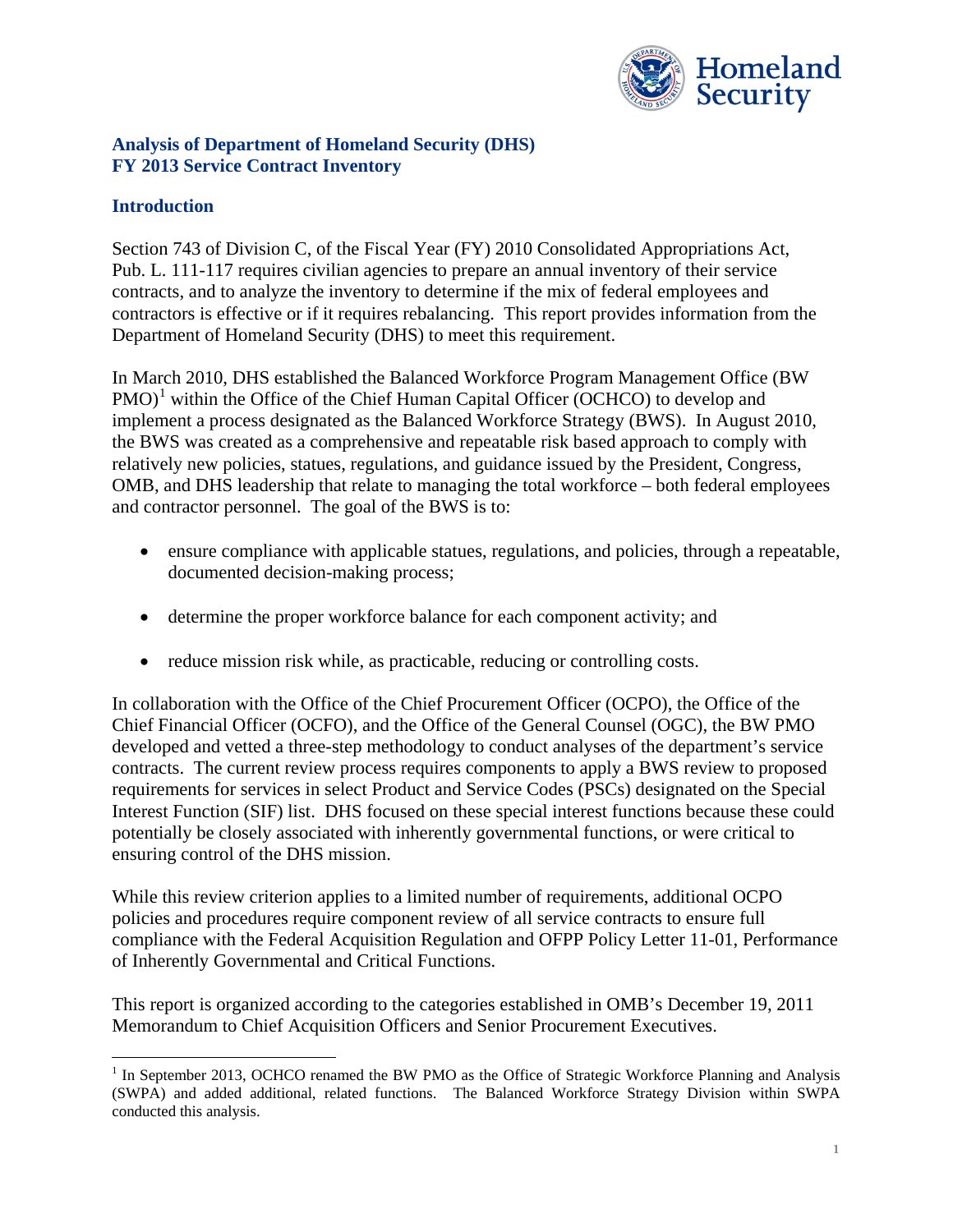## Analysis of Department of Homeland Security (DHS) FY 2013 Service Contract Inventory

### Introduction

Section 743 of Division C, of the Fiscal Year (FY) 2010 Consolidated Appropriations Act, Pub. L. 111-117 requires civilian agencies to prepare an annual inventory of their service contracts, and to analyze the inventory to determine if the mix of federal employees and contractors is effective or if it requires rebalancing. This report provides information from the Department of Homeland Security (DHS) to meet this requirement.

In March 2010, DHS established the Balanced Workforce Program Management Office (BW PMO)[1] within the Office of the Chief Human Capital Officer (OCHCO) to develop and implement a process designated as the Balanced Workforce Strategy (BWS). In August 2010, the BWS was created as a comprehensive and repeatable risk based approach to comply with relatively new policies, statues, regulations, and guidance issued by the President, Congress, OMB, and DHS leadership that relate to managing the total workforce – both federal employees and contractor personnel. The goal of the BWS is to:

- ensure compliance with applicable statues, regulations, and policies, through a repeatable, documented decision-making process;
- determine the proper workforce balance for each component activity; and
- reduce mission risk while, as practicable, reducing or controlling costs.

In collaboration with the Office of the Chief Procurement Officer (OCPO), the Office of the Chief Financial Officer (OCFO), and the Office of the General Counsel (OGC), the BW PMO developed and vetted a three-step methodology to conduct analyses of the department's service contracts. The current review process requires components to apply a BWS review to proposed requirements for services in select Product and Service Codes (PSCs) designated on the Special Interest Function (SIF) list. DHS focused on these special interest functions because these could potentially be closely associated with inherently governmental functions, or were critical to ensuring control of the DHS mission.

While this review criterion applies to a limited number of requirements, additional OCPO policies and procedures require component review of all service contracts to ensure full compliance with the Federal Acquisition Regulation and OFPP Policy Letter 11-01, Performance of Inherently Governmental and Critical Functions.

This report is organized according to the categories established in OMB's December 19, 2011 Memorandum to Chief Acquisition Officers and Senior Procurement Executives.

[1] In September 2013, OCHCO renamed the BW PMO as the Office of Strategic Workforce Planning and Analysis (SWPA) and added additional, related functions. The Balanced Workforce Strategy Division within SWPA conducted this analysis.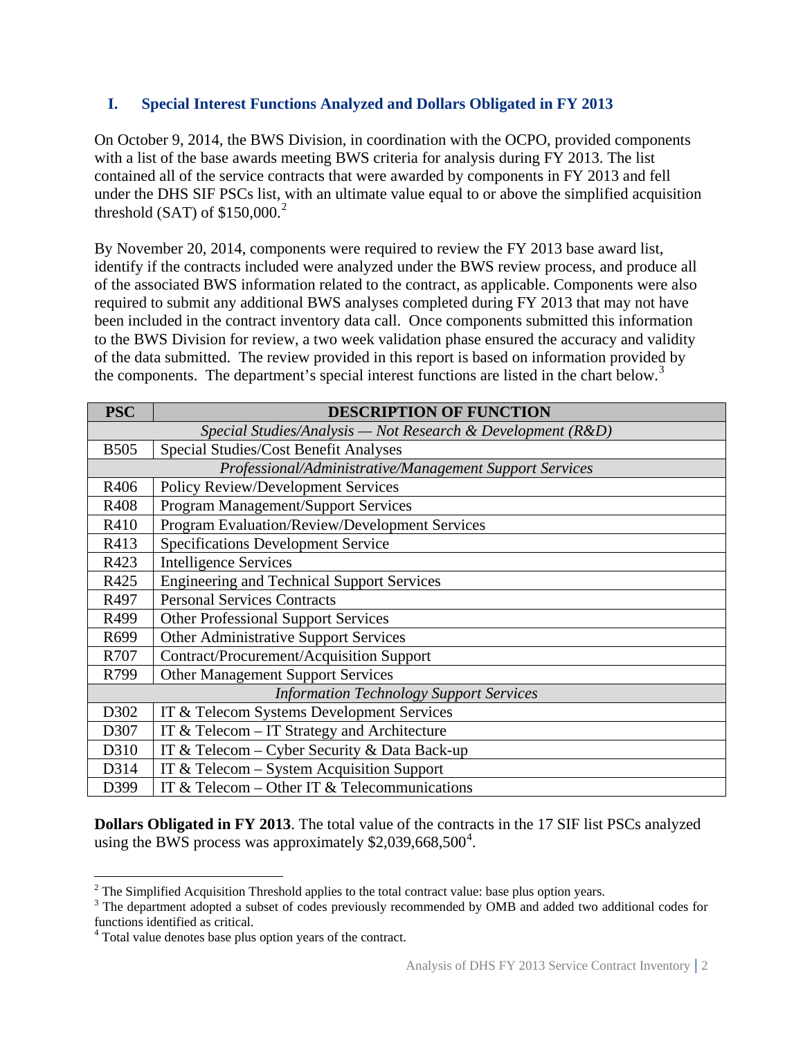## I. Special Interest Functions Analyzed and Dollars Obligated in FY 2013

On October 9, 2014, the BWS Division, in coordination with the OCPO, provided components with a list of the base awards meeting BWS criteria for analysis during FY 2013. The list contained all of the service contracts that were awarded by components in FY 2013 and fell under the DHS SIF PSCs list, with an ultimate value equal to or above the simplified acquisition threshold (SAT) of $150,000.[2]

By November 20, 2014, components were required to review the FY 2013 base award list, identify if the contracts included were analyzed under the BWS review process, and produce all of the associated BWS information related to the contract, as applicable. Components were also required to submit any additional BWS analyses completed during FY 2013 that may not have been included in the contract inventory data call. Once components submitted this information to the BWS Division for review, a two week validation phase ensured the accuracy and validity of the data submitted. The review provided in this report is based on information provided by the components. The department's special interest functions are listed in the chart below.[3]

| PSC | DESCRIPTION OF FUNCTION |
|---|---|
| | *Special Studies/Analysis — Not Research & Development (R&D)* |
| B505 | Special Studies/Cost Benefit Analyses |
| | *Professional/Administrative/Management Support Services* |
| R406 | Policy Review/Development Services |
| R408 | Program Management/Support Services |
| R410 | Program Evaluation/Review/Development Services |
| R413 | Specifications Development Service |
| R423 | Intelligence Services |
| R425 | Engineering and Technical Support Services |
| R497 | Personal Services Contracts |
| R499 | Other Professional Support Services |
| R699 | Other Administrative Support Services |
| R707 | Contract/Procurement/Acquisition Support |
| R799 | Other Management Support Services |
| | *Information Technology Support Services* |
| D302 | IT & Telecom Systems Development Services |
| D307 | IT & Telecom – IT Strategy and Architecture |
| D310 | IT & Telecom – Cyber Security & Data Back-up |
| D314 | IT & Telecom – System Acquisition Support |
| D399 | IT & Telecom – Other IT & Telecommunications |

**Dollars Obligated in FY 2013**. The total value of the contracts in the 17 SIF list PSCs analyzed using the BWS process was approximately $2,039,668,500[4].

---

[2] The Simplified Acquisition Threshold applies to the total contract value: base plus option years.

[3] The department adopted a subset of codes previously recommended by OMB and added two additional codes for functions identified as critical.

[4] Total value denotes base plus option years of the contract.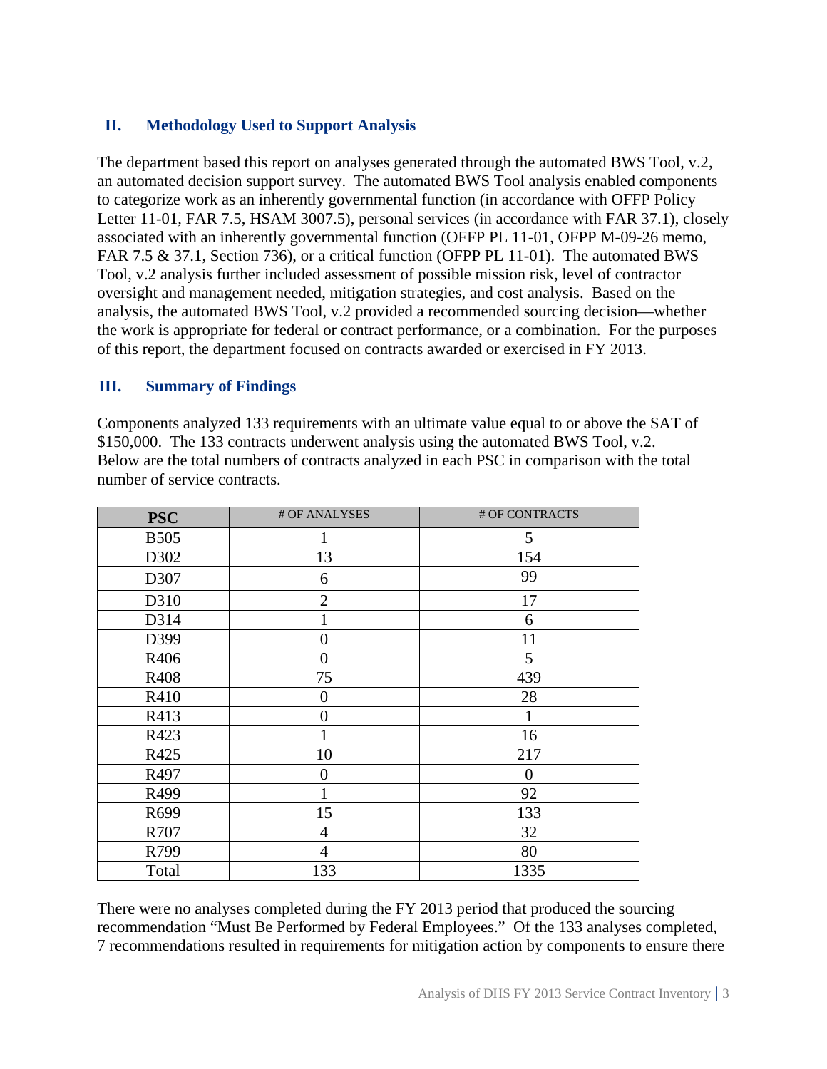## II. Methodology Used to Support Analysis

The department based this report on analyses generated through the automated BWS Tool, v.2, an automated decision support survey. The automated BWS Tool analysis enabled components to categorize work as an inherently governmental function (in accordance with OFFP Policy Letter 11-01, FAR 7.5, HSAM 3007.5), personal services (in accordance with FAR 37.1), closely associated with an inherently governmental function (OFFP PL 11-01, OFPP M-09-26 memo, FAR 7.5 & 37.1, Section 736), or a critical function (OFPP PL 11-01). The automated BWS Tool, v.2 analysis further included assessment of possible mission risk, level of contractor oversight and management needed, mitigation strategies, and cost analysis. Based on the analysis, the automated BWS Tool, v.2 provided a recommended sourcing decision—whether the work is appropriate for federal or contract performance, or a combination. For the purposes of this report, the department focused on contracts awarded or exercised in FY 2013.

## III. Summary of Findings

Components analyzed 133 requirements with an ultimate value equal to or above the SAT of $150,000. The 133 contracts underwent analysis using the automated BWS Tool, v.2. Below are the total numbers of contracts analyzed in each PSC in comparison with the total number of service contracts.

| PSC | # OF ANALYSES | # OF CONTRACTS |
|---|---|---|
| B505 | 1 | 5 |
| D302 | 13 | 154 |
| D307 | 6 | 99 |
| D310 | 2 | 17 |
| D314 | 1 | 6 |
| D399 | 0 | 11 |
| R406 | 0 | 5 |
| R408 | 75 | 439 |
| R410 | 0 | 28 |
| R413 | 0 | 1 |
| R423 | 1 | 16 |
| R425 | 10 | 217 |
| R497 | 0 | 0 |
| R499 | 1 | 92 |
| R699 | 15 | 133 |
| R707 | 4 | 32 |
| R799 | 4 | 80 |
| Total | 133 | 1335 |

There were no analyses completed during the FY 2013 period that produced the sourcing recommendation "Must Be Performed by Federal Employees." Of the 133 analyses completed, 7 recommendations resulted in requirements for mitigation action by components to ensure there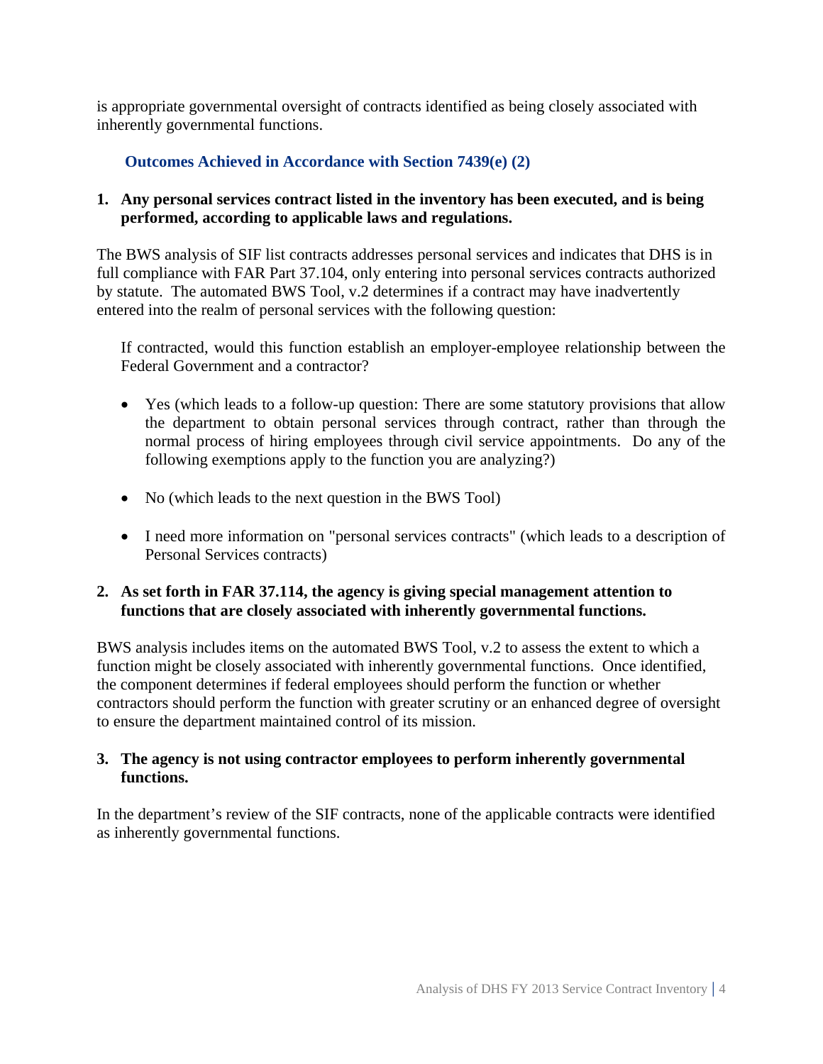is appropriate governmental oversight of contracts identified as being closely associated with inherently governmental functions.

### Outcomes Achieved in Accordance with Section 7439(e) (2)

**1. Any personal services contract listed in the inventory has been executed, and is being performed, according to applicable laws and regulations.**

The BWS analysis of SIF list contracts addresses personal services and indicates that DHS is in full compliance with FAR Part 37.104, only entering into personal services contracts authorized by statute. The automated BWS Tool, v.2 determines if a contract may have inadvertently entered into the realm of personal services with the following question:

> If contracted, would this function establish an employer-employee relationship between the Federal Government and a contractor?

- Yes (which leads to a follow-up question: There are some statutory provisions that allow the department to obtain personal services through contract, rather than through the normal process of hiring employees through civil service appointments. Do any of the following exemptions apply to the function you are analyzing?)
- No (which leads to the next question in the BWS Tool)
- I need more information on "personal services contracts" (which leads to a description of Personal Services contracts)

**2. As set forth in FAR 37.114, the agency is giving special management attention to functions that are closely associated with inherently governmental functions.**

BWS analysis includes items on the automated BWS Tool, v.2 to assess the extent to which a function might be closely associated with inherently governmental functions. Once identified, the component determines if federal employees should perform the function or whether contractors should perform the function with greater scrutiny or an enhanced degree of oversight to ensure the department maintained control of its mission.

**3. The agency is not using contractor employees to perform inherently governmental functions.**

In the department's review of the SIF contracts, none of the applicable contracts were identified as inherently governmental functions.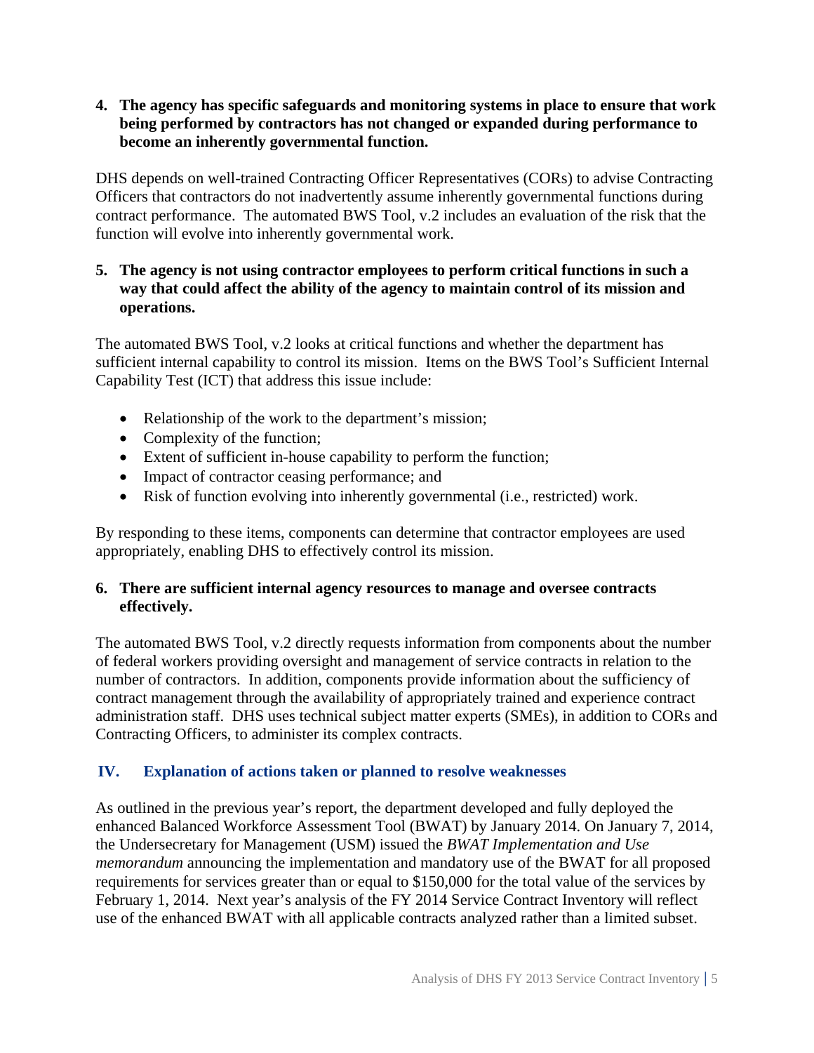**4. The agency has specific safeguards and monitoring systems in place to ensure that work being performed by contractors has not changed or expanded during performance to become an inherently governmental function.**

DHS depends on well-trained Contracting Officer Representatives (CORs) to advise Contracting Officers that contractors do not inadvertently assume inherently governmental functions during contract performance. The automated BWS Tool, v.2 includes an evaluation of the risk that the function will evolve into inherently governmental work.

**5. The agency is not using contractor employees to perform critical functions in such a way that could affect the ability of the agency to maintain control of its mission and operations.**

The automated BWS Tool, v.2 looks at critical functions and whether the department has sufficient internal capability to control its mission. Items on the BWS Tool's Sufficient Internal Capability Test (ICT) that address this issue include:

- Relationship of the work to the department's mission;
- Complexity of the function;
- Extent of sufficient in-house capability to perform the function;
- Impact of contractor ceasing performance; and
- Risk of function evolving into inherently governmental (i.e., restricted) work.

By responding to these items, components can determine that contractor employees are used appropriately, enabling DHS to effectively control its mission.

**6. There are sufficient internal agency resources to manage and oversee contracts effectively.**

The automated BWS Tool, v.2 directly requests information from components about the number of federal workers providing oversight and management of service contracts in relation to the number of contractors. In addition, components provide information about the sufficiency of contract management through the availability of appropriately trained and experience contract administration staff. DHS uses technical subject matter experts (SMEs), in addition to CORs and Contracting Officers, to administer its complex contracts.

## IV. Explanation of actions taken or planned to resolve weaknesses

As outlined in the previous year's report, the department developed and fully deployed the enhanced Balanced Workforce Assessment Tool (BWAT) by January 2014. On January 7, 2014, the Undersecretary for Management (USM) issued the *BWAT Implementation and Use memorandum* announcing the implementation and mandatory use of the BWAT for all proposed requirements for services greater than or equal to $150,000 for the total value of the services by February 1, 2014. Next year's analysis of the FY 2014 Service Contract Inventory will reflect use of the enhanced BWAT with all applicable contracts analyzed rather than a limited subset.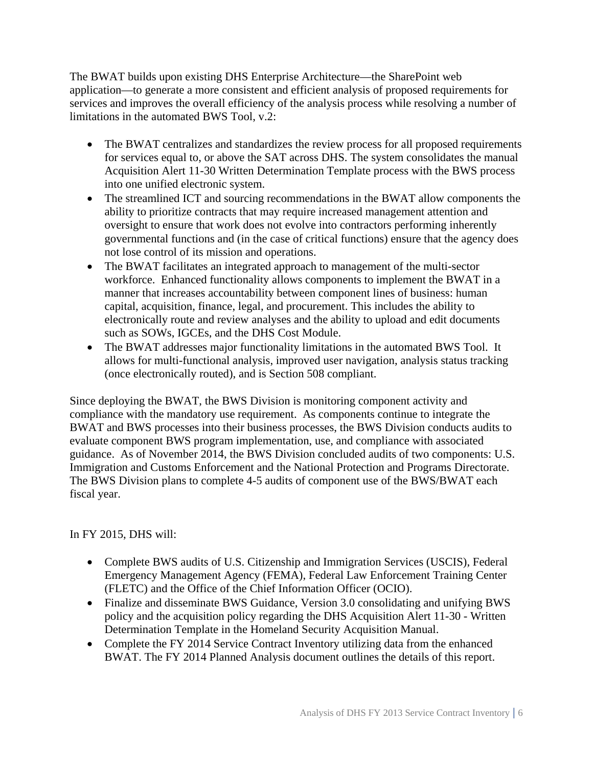The BWAT builds upon existing DHS Enterprise Architecture—the SharePoint web application—to generate a more consistent and efficient analysis of proposed requirements for services and improves the overall efficiency of the analysis process while resolving a number of limitations in the automated BWS Tool, v.2:

- The BWAT centralizes and standardizes the review process for all proposed requirements for services equal to, or above the SAT across DHS. The system consolidates the manual Acquisition Alert 11-30 Written Determination Template process with the BWS process into one unified electronic system.
- The streamlined ICT and sourcing recommendations in the BWAT allow components the ability to prioritize contracts that may require increased management attention and oversight to ensure that work does not evolve into contractors performing inherently governmental functions and (in the case of critical functions) ensure that the agency does not lose control of its mission and operations.
- The BWAT facilitates an integrated approach to management of the multi-sector workforce. Enhanced functionality allows components to implement the BWAT in a manner that increases accountability between component lines of business: human capital, acquisition, finance, legal, and procurement. This includes the ability to electronically route and review analyses and the ability to upload and edit documents such as SOWs, IGCEs, and the DHS Cost Module.
- The BWAT addresses major functionality limitations in the automated BWS Tool. It allows for multi-functional analysis, improved user navigation, analysis status tracking (once electronically routed), and is Section 508 compliant.

Since deploying the BWAT, the BWS Division is monitoring component activity and compliance with the mandatory use requirement. As components continue to integrate the BWAT and BWS processes into their business processes, the BWS Division conducts audits to evaluate component BWS program implementation, use, and compliance with associated guidance. As of November 2014, the BWS Division concluded audits of two components: U.S. Immigration and Customs Enforcement and the National Protection and Programs Directorate. The BWS Division plans to complete 4-5 audits of component use of the BWS/BWAT each fiscal year.

In FY 2015, DHS will:

- Complete BWS audits of U.S. Citizenship and Immigration Services (USCIS), Federal Emergency Management Agency (FEMA), Federal Law Enforcement Training Center (FLETC) and the Office of the Chief Information Officer (OCIO).
- Finalize and disseminate BWS Guidance, Version 3.0 consolidating and unifying BWS policy and the acquisition policy regarding the DHS Acquisition Alert 11-30 - Written Determination Template in the Homeland Security Acquisition Manual.
- Complete the FY 2014 Service Contract Inventory utilizing data from the enhanced BWAT. The FY 2014 Planned Analysis document outlines the details of this report.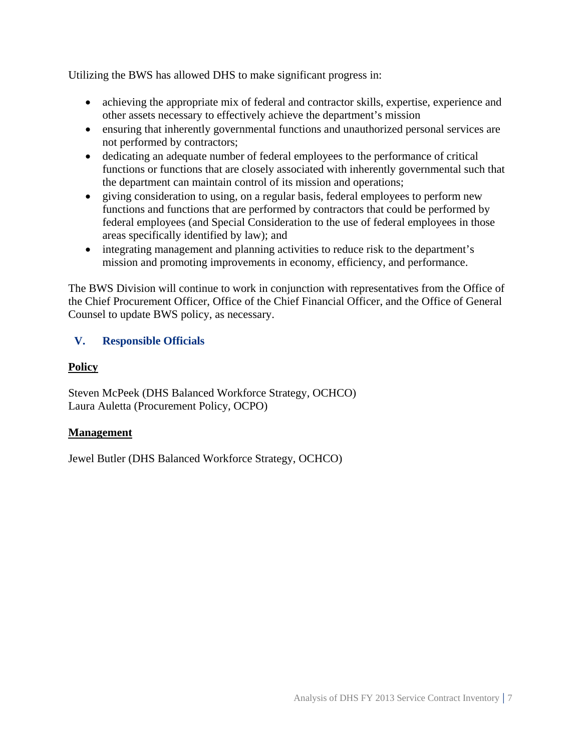Utilizing the BWS has allowed DHS to make significant progress in:

- achieving the appropriate mix of federal and contractor skills, expertise, experience and other assets necessary to effectively achieve the department's mission
- ensuring that inherently governmental functions and unauthorized personal services are not performed by contractors;
- dedicating an adequate number of federal employees to the performance of critical functions or functions that are closely associated with inherently governmental such that the department can maintain control of its mission and operations;
- giving consideration to using, on a regular basis, federal employees to perform new functions and functions that are performed by contractors that could be performed by federal employees (and Special Consideration to the use of federal employees in those areas specifically identified by law); and
- integrating management and planning activities to reduce risk to the department's mission and promoting improvements in economy, efficiency, and performance.

The BWS Division will continue to work in conjunction with representatives from the Office of the Chief Procurement Officer, Office of the Chief Financial Officer, and the Office of General Counsel to update BWS policy, as necessary.

## V. Responsible Officials

**Policy**

Steven McPeek (DHS Balanced Workforce Strategy, OCHCO)
Laura Auletta (Procurement Policy, OCPO)

**Management**

Jewel Butler (DHS Balanced Workforce Strategy, OCHCO)